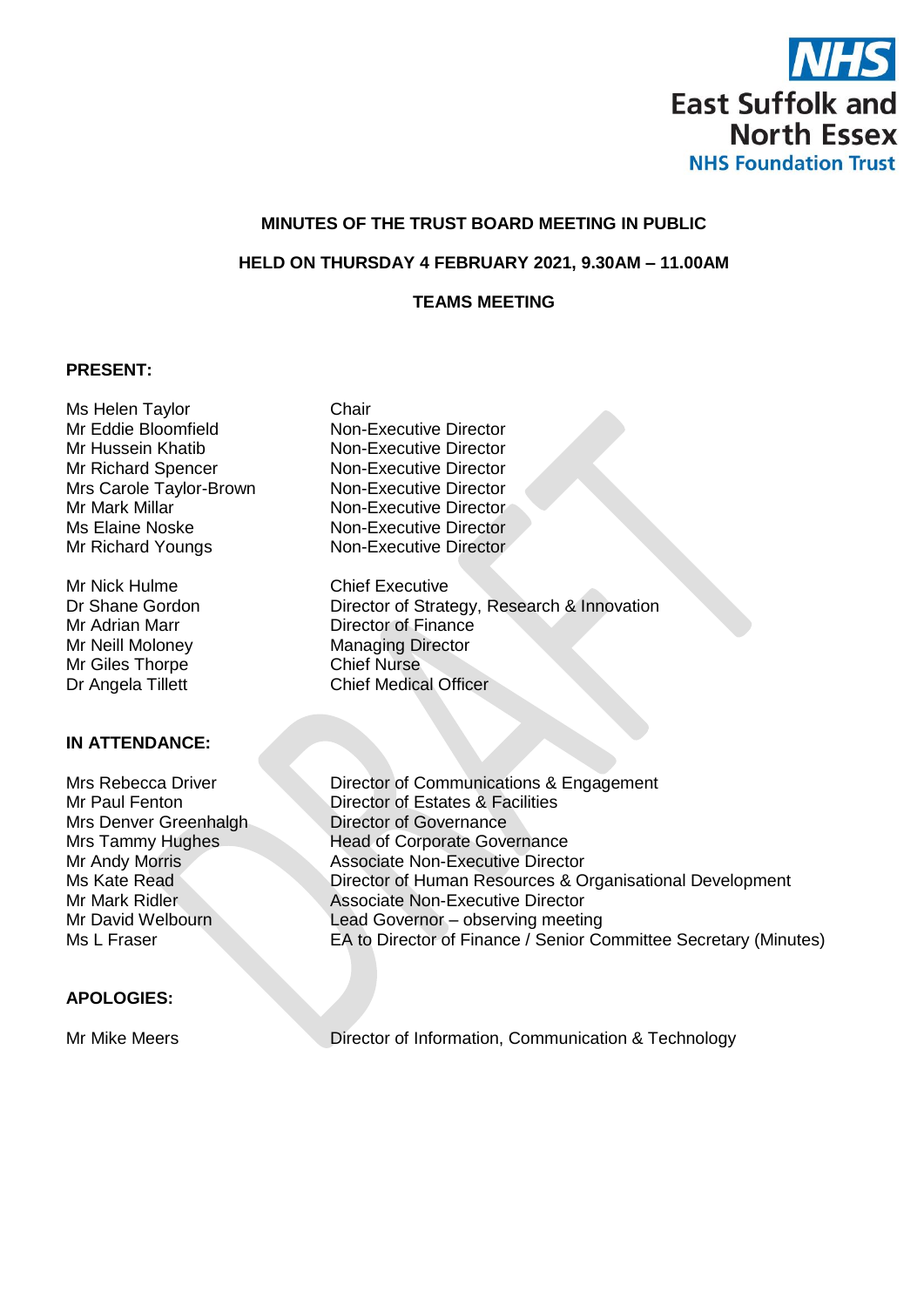NHS
East Suffolk and North Essex
NHS Foundation Trust

**MINUTES OF THE TRUST BOARD MEETING IN PUBLIC**

**HELD ON THURSDAY 4 FEBRUARY 2021, 9.30AM – 11.00AM**

**TEAMS MEETING**

**PRESENT:**

| | |
|---|---|
| Ms Helen Taylor | Chair |
| Mr Eddie Bloomfield | Non-Executive Director |
| Mr Hussein Khatib | Non-Executive Director |
| Mr Richard Spencer | Non-Executive Director |
| Mrs Carole Taylor-Brown | Non-Executive Director |
| Mr Mark Millar | Non-Executive Director |
| Ms Elaine Noske | Non-Executive Director |
| Mr Richard Youngs | Non-Executive Director |
| | |
| Mr Nick Hulme | Chief Executive |
| Dr Shane Gordon | Director of Strategy, Research & Innovation |
| Mr Adrian Marr | Director of Finance |
| Mr Neill Moloney | Managing Director |
| Mr Giles Thorpe | Chief Nurse |
| Dr Angela Tillett | Chief Medical Officer |

**IN ATTENDANCE:**

| | |
|---|---|
| Mrs Rebecca Driver | Director of Communications & Engagement |
| Mr Paul Fenton | Director of Estates & Facilities |
| Mrs Denver Greenhalgh | Director of Governance |
| Mrs Tammy Hughes | Head of Corporate Governance |
| Mr Andy Morris | Associate Non-Executive Director |
| Ms Kate Read | Director of Human Resources & Organisational Development |
| Mr Mark Ridler | Associate Non-Executive Director |
| Mr David Welbourn | Lead Governor – observing meeting |
| Ms L Fraser | EA to Director of Finance / Senior Committee Secretary (Minutes) |

**APOLOGIES:**

| | |
|---|---|
| Mr Mike Meers | Director of Information, Communication & Technology |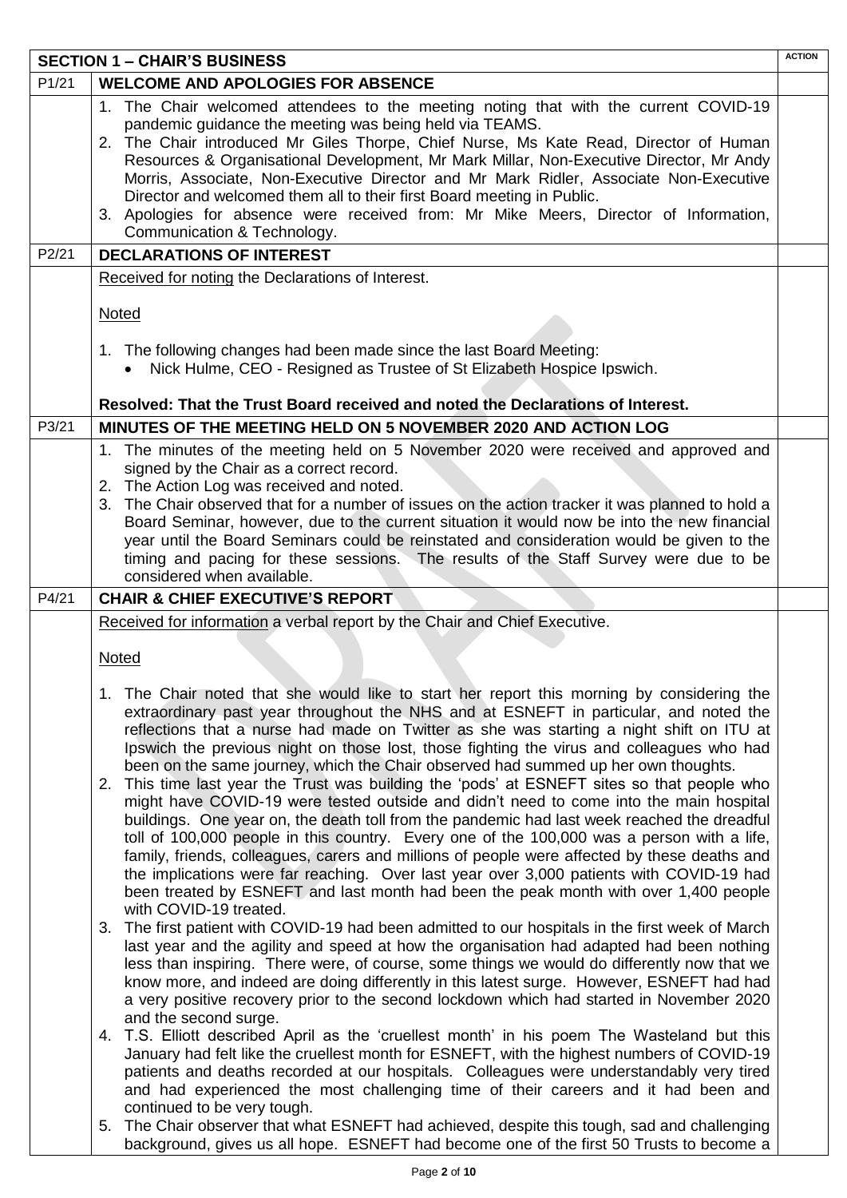| SECTION 1 – CHAIR'S BUSINESS | | ACTION |
|---|---|---|
| P1/21 | **WELCOME AND APOLOGIES FOR ABSENCE** | |
| | 1. The Chair welcomed attendees to the meeting noting that with the current COVID-19 pandemic guidance the meeting was being held via TEAMS.<br>2. The Chair introduced Mr Giles Thorpe, Chief Nurse, Ms Kate Read, Director of Human Resources & Organisational Development, Mr Mark Millar, Non-Executive Director, Mr Andy Morris, Associate, Non-Executive Director and Mr Mark Ridler, Associate Non-Executive Director and welcomed them all to their first Board meeting in Public.<br>3. Apologies for absence were received from: Mr Mike Meers, Director of Information, Communication & Technology. | |
| P2/21 | **DECLARATIONS OF INTEREST** | |
| | Received for noting the Declarations of Interest.<br><br>Noted<br><br>1. The following changes had been made since the last Board Meeting:<br>• Nick Hulme, CEO - Resigned as Trustee of St Elizabeth Hospice Ipswich.<br><br>**Resolved: That the Trust Board received and noted the Declarations of Interest.** | |
| P3/21 | **MINUTES OF THE MEETING HELD ON 5 NOVEMBER 2020 AND ACTION LOG** | |
| | 1. The minutes of the meeting held on 5 November 2020 were received and approved and signed by the Chair as a correct record.<br>2. The Action Log was received and noted.<br>3. The Chair observed that for a number of issues on the action tracker it was planned to hold a Board Seminar, however, due to the current situation it would now be into the new financial year until the Board Seminars could be reinstated and consideration would be given to the timing and pacing for these sessions. The results of the Staff Survey were due to be considered when available. | |
| P4/21 | **CHAIR & CHIEF EXECUTIVE'S REPORT** | |
| | Received for information a verbal report by the Chair and Chief Executive.<br><br>Noted<br><br>1. The Chair noted that she would like to start her report this morning by considering the extraordinary past year throughout the NHS and at ESNEFT in particular, and noted the reflections that a nurse had made on Twitter as she was starting a night shift on ITU at Ipswich the previous night on those lost, those fighting the virus and colleagues who had been on the same journey, which the Chair observed had summed up her own thoughts.<br>2. This time last year the Trust was building the 'pods' at ESNEFT sites so that people who might have COVID-19 were tested outside and didn't need to come into the main hospital buildings. One year on, the death toll from the pandemic had last week reached the dreadful toll of 100,000 people in this country. Every one of the 100,000 was a person with a life, family, friends, colleagues, carers and millions of people were affected by these deaths and the implications were far reaching. Over last year over 3,000 patients with COVID-19 had been treated by ESNEFT and last month had been the peak month with over 1,400 people with COVID-19 treated.<br>3. The first patient with COVID-19 had been admitted to our hospitals in the first week of March last year and the agility and speed at how the organisation had adapted had been nothing less than inspiring. There were, of course, some things we would do differently now that we know more, and indeed are doing differently in this latest surge. However, ESNEFT had had a very positive recovery prior to the second lockdown which had started in November 2020 and the second surge.<br>4. T.S. Elliott described April as the 'cruellest month' in his poem The Wasteland but this January had felt like the cruellest month for ESNEFT, with the highest numbers of COVID-19 patients and deaths recorded at our hospitals. Colleagues were understandably very tired and had experienced the most challenging time of their careers and it had been and continued to be very tough.<br>5. The Chair observer that what ESNEFT had achieved, despite this tough, sad and challenging background, gives us all hope. ESNEFT had become one of the first 50 Trusts to become a | |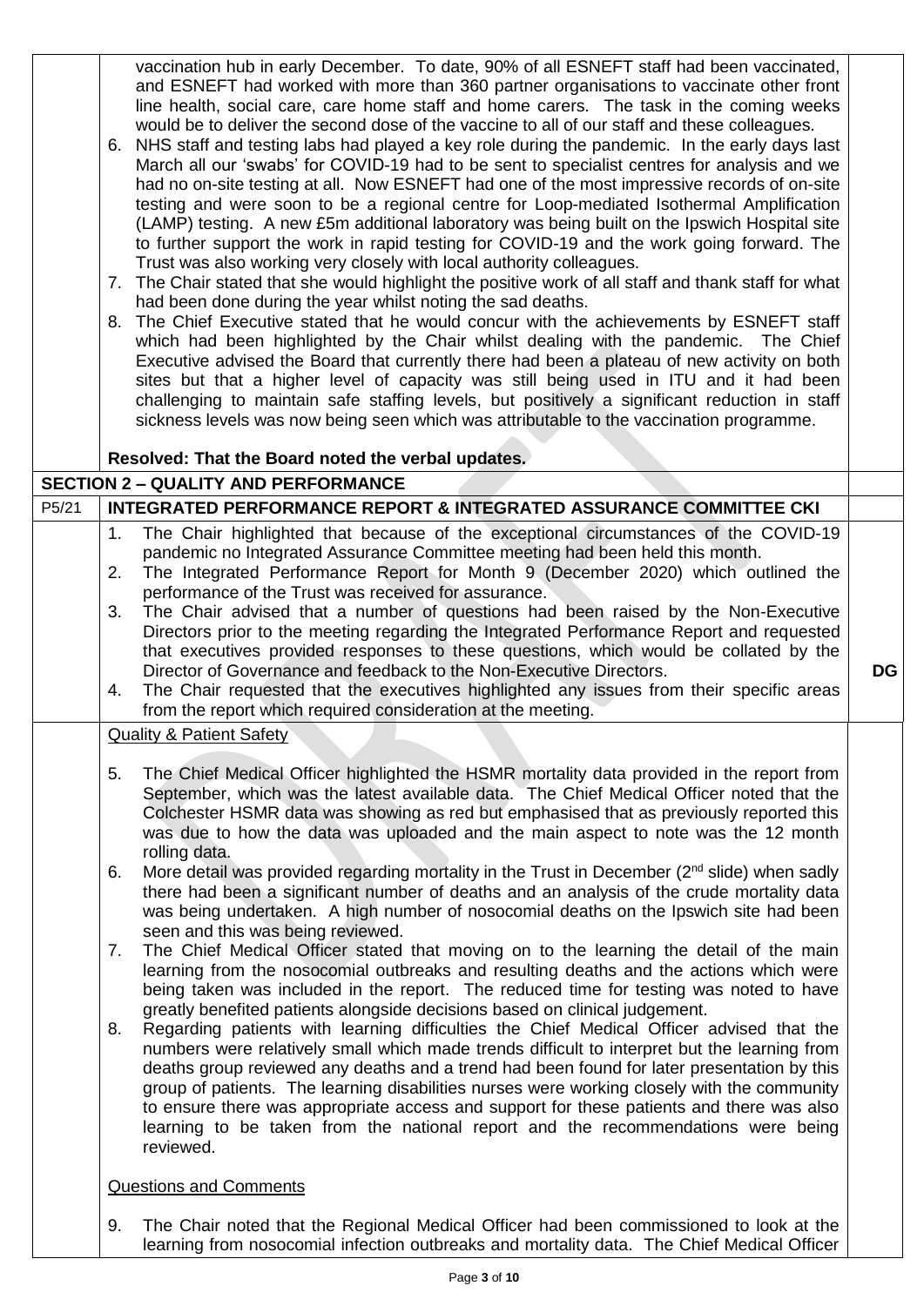| | | |
|---|---|---|
| | vaccination hub in early December. To date, 90% of all ESNEFT staff had been vaccinated, and ESNEFT had worked with more than 360 partner organisations to vaccinate other front line health, social care, care home staff and home carers. The task in the coming weeks would be to deliver the second dose of the vaccine to all of our staff and these colleagues.<br>6. NHS staff and testing labs had played a key role during the pandemic. In the early days last March all our 'swabs' for COVID-19 had to be sent to specialist centres for analysis and we had no on-site testing at all. Now ESNEFT had one of the most impressive records of on-site testing and were soon to be a regional centre for Loop-mediated Isothermal Amplification (LAMP) testing. A new £5m additional laboratory was being built on the Ipswich Hospital site to further support the work in rapid testing for COVID-19 and the work going forward. The Trust was also working very closely with local authority colleagues.<br>7. The Chair stated that she would highlight the positive work of all staff and thank staff for what had been done during the year whilst noting the sad deaths.<br>8. The Chief Executive stated that he would concur with the achievements by ESNEFT staff which had been highlighted by the Chair whilst dealing with the pandemic. The Chief Executive advised the Board that currently there had been a plateau of new activity on both sites but that a higher level of capacity was still being used in ITU and it had been challenging to maintain safe staffing levels, but positively a significant reduction in staff sickness levels was now being seen which was attributable to the vaccination programme.<br><br>**Resolved: That the Board noted the verbal updates.** | |
| | **SECTION 2 – QUALITY AND PERFORMANCE** | |
| P5/21 | **INTEGRATED PERFORMANCE REPORT & INTEGRATED ASSURANCE COMMITTEE CKI** | |
| | 1. The Chair highlighted that because of the exceptional circumstances of the COVID-19 pandemic no Integrated Assurance Committee meeting had been held this month.<br>2. The Integrated Performance Report for Month 9 (December 2020) which outlined the performance of the Trust was received for assurance.<br>3. The Chair advised that a number of questions had been raised by the Non-Executive Directors prior to the meeting regarding the Integrated Performance Report and requested that executives provided responses to these questions, which would be collated by the Director of Governance and feedback to the Non-Executive Directors.<br>4. The Chair requested that the executives highlighted any issues from their specific areas from the report which required consideration at the meeting. | **DG** |
| | Quality & Patient Safety<br><br>5. The Chief Medical Officer highlighted the HSMR mortality data provided in the report from September, which was the latest available data. The Chief Medical Officer noted that the Colchester HSMR data was showing as red but emphasised that as previously reported this was due to how the data was uploaded and the main aspect to note was the 12 month rolling data.<br>6. More detail was provided regarding mortality in the Trust in December (2nd slide) when sadly there had been a significant number of deaths and an analysis of the crude mortality data was being undertaken. A high number of nosocomial deaths on the Ipswich site had been seen and this was being reviewed.<br>7. The Chief Medical Officer stated that moving on to the learning the detail of the main learning from the nosocomial outbreaks and resulting deaths and the actions which were being taken was included in the report. The reduced time for testing was noted to have greatly benefited patients alongside decisions based on clinical judgement.<br>8. Regarding patients with learning difficulties the Chief Medical Officer advised that the numbers were relatively small which made trends difficult to interpret but the learning from deaths group reviewed any deaths and a trend had been found for later presentation by this group of patients. The learning disabilities nurses were working closely with the community to ensure there was appropriate access and support for these patients and there was also learning to be taken from the national report and the recommendations were being reviewed.<br><br>Questions and Comments<br><br>9. The Chair noted that the Regional Medical Officer had been commissioned to look at the learning from nosocomial infection outbreaks and mortality data. The Chief Medical Officer | |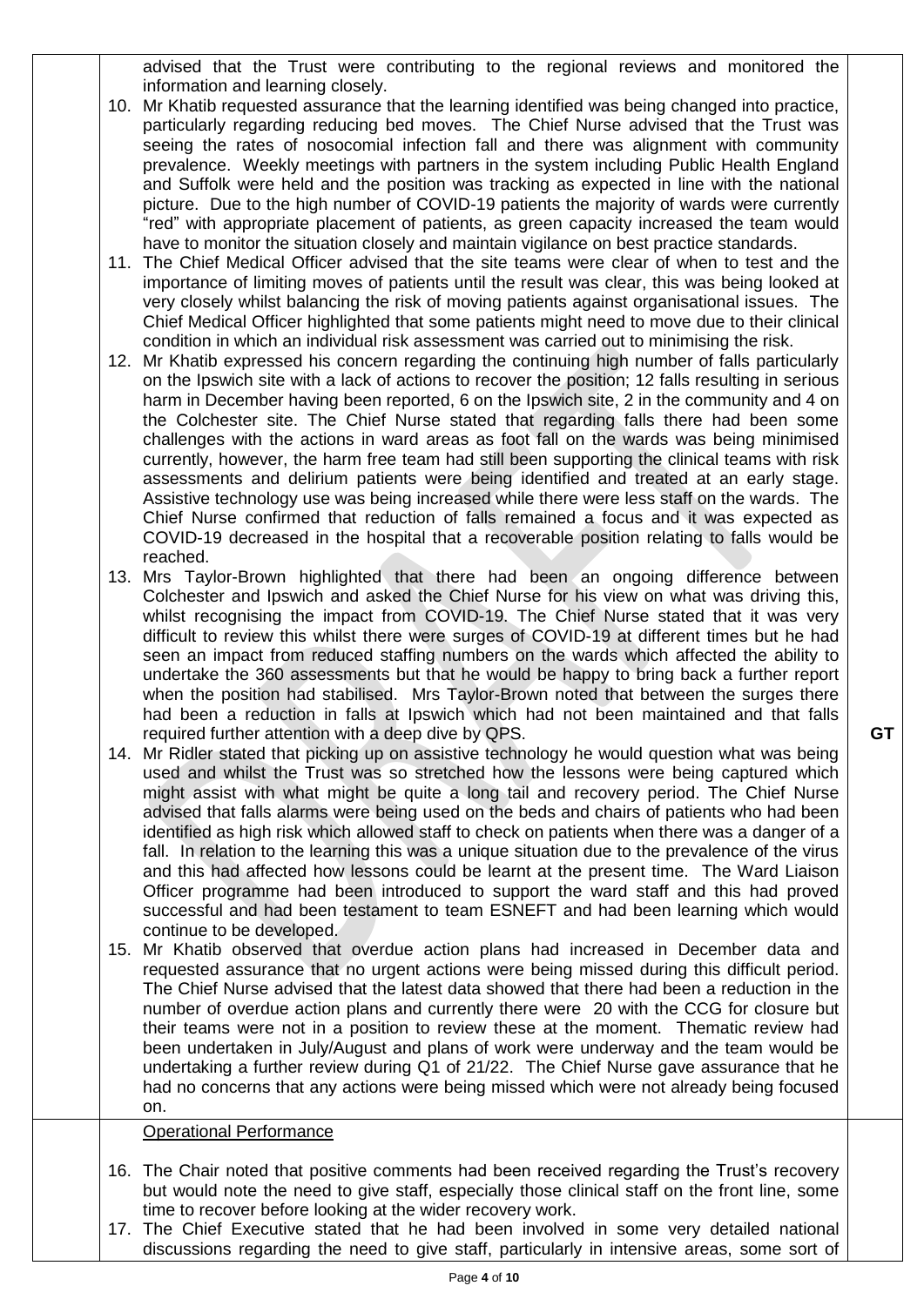advised that the Trust were contributing to the regional reviews and monitored the information and learning closely.

10. Mr Khatib requested assurance that the learning identified was being changed into practice, particularly regarding reducing bed moves. The Chief Nurse advised that the Trust was seeing the rates of nosocomial infection fall and there was alignment with community prevalence. Weekly meetings with partners in the system including Public Health England and Suffolk were held and the position was tracking as expected in line with the national picture. Due to the high number of COVID-19 patients the majority of wards were currently "red" with appropriate placement of patients, as green capacity increased the team would have to monitor the situation closely and maintain vigilance on best practice standards.
11. The Chief Medical Officer advised that the site teams were clear of when to test and the importance of limiting moves of patients until the result was clear, this was being looked at very closely whilst balancing the risk of moving patients against organisational issues. The Chief Medical Officer highlighted that some patients might need to move due to their clinical condition in which an individual risk assessment was carried out to minimising the risk.
12. Mr Khatib expressed his concern regarding the continuing high number of falls particularly on the Ipswich site with a lack of actions to recover the position; 12 falls resulting in serious harm in December having been reported, 6 on the Ipswich site, 2 in the community and 4 on the Colchester site. The Chief Nurse stated that regarding falls there had been some challenges with the actions in ward areas as foot fall on the wards was being minimised currently, however, the harm free team had still been supporting the clinical teams with risk assessments and delirium patients were being identified and treated at an early stage. Assistive technology use was being increased while there were less staff on the wards. The Chief Nurse confirmed that reduction of falls remained a focus and it was expected as COVID-19 decreased in the hospital that a recoverable position relating to falls would be reached.
13. Mrs Taylor-Brown highlighted that there had been an ongoing difference between Colchester and Ipswich and asked the Chief Nurse for his view on what was driving this, whilst recognising the impact from COVID-19. The Chief Nurse stated that it was very difficult to review this whilst there were surges of COVID-19 at different times but he had seen an impact from reduced staffing numbers on the wards which affected the ability to undertake the 360 assessments but that he would be happy to bring back a further report when the position had stabilised. Mrs Taylor-Brown noted that between the surges there had been a reduction in falls at Ipswich which had not been maintained and that falls required further attention with a deep dive by QPS. **GT**
14. Mr Ridler stated that picking up on assistive technology he would question what was being used and whilst the Trust was so stretched how the lessons were being captured which might assist with what might be quite a long tail and recovery period. The Chief Nurse advised that falls alarms were being used on the beds and chairs of patients who had been identified as high risk which allowed staff to check on patients when there was a danger of a fall. In relation to the learning this was a unique situation due to the prevalence of the virus and this had affected how lessons could be learnt at the present time. The Ward Liaison Officer programme had been introduced to support the ward staff and this had proved successful and had been testament to team ESNEFT and had been learning which would continue to be developed.
15. Mr Khatib observed that overdue action plans had increased in December data and requested assurance that no urgent actions were being missed during this difficult period. The Chief Nurse advised that the latest data showed that there had been a reduction in the number of overdue action plans and currently there were 20 with the CCG for closure but their teams were not in a position to review these at the moment. Thematic review had been undertaken in July/August and plans of work were underway and the team would be undertaking a further review during Q1 of 21/22. The Chief Nurse gave assurance that he had no concerns that any actions were being missed which were not already being focused on.

<u>Operational Performance</u>

16. The Chair noted that positive comments had been received regarding the Trust's recovery but would note the need to give staff, especially those clinical staff on the front line, some time to recover before looking at the wider recovery work.
17. The Chief Executive stated that he had been involved in some very detailed national discussions regarding the need to give staff, particularly in intensive areas, some sort of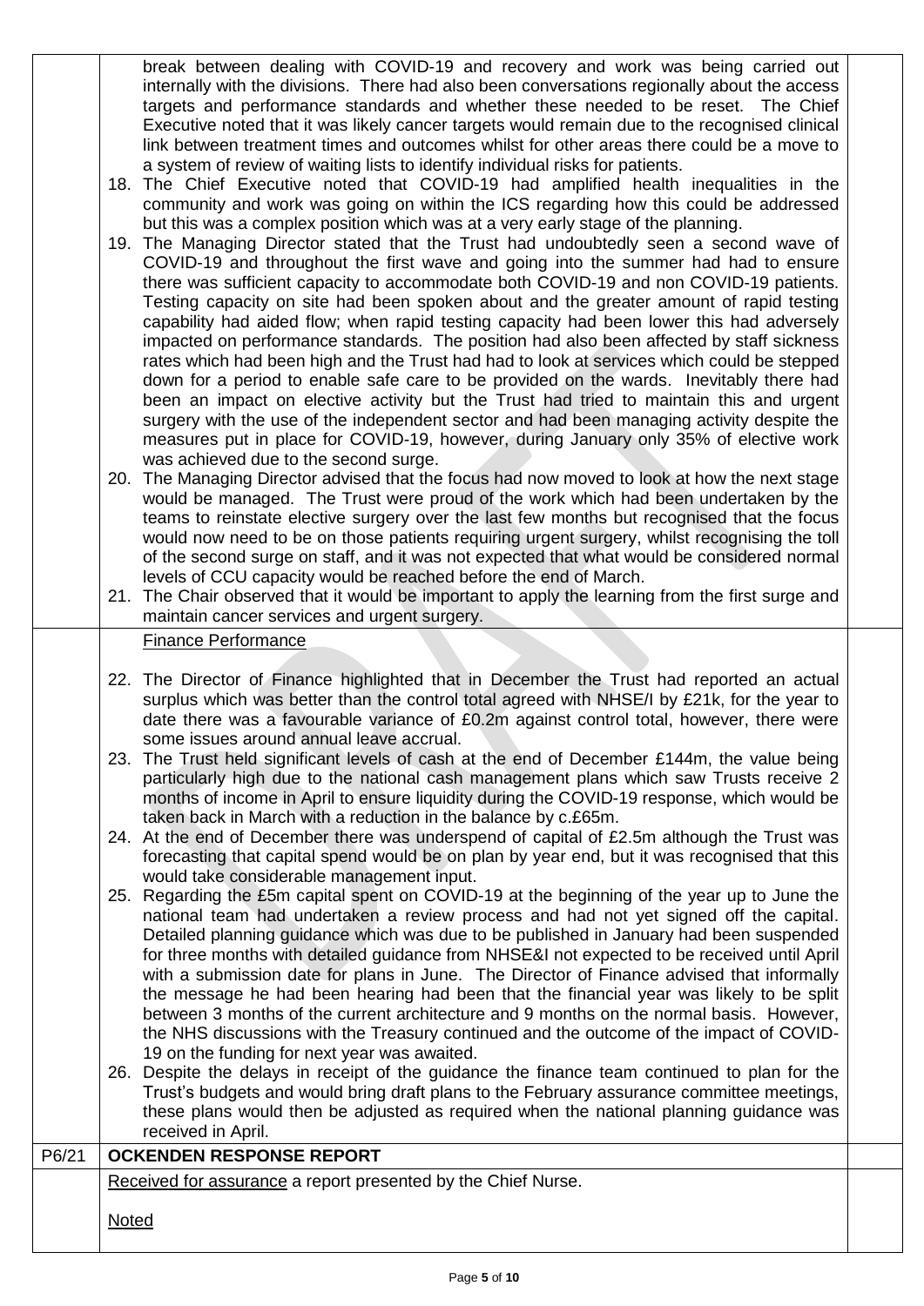|  |  |  |
|---|---|---|
|  | break between dealing with COVID-19 and recovery and work was being carried out internally with the divisions. There had also been conversations regionally about the access targets and performance standards and whether these needed to be reset. The Chief Executive noted that it was likely cancer targets would remain due to the recognised clinical link between treatment times and outcomes whilst for other areas there could be a move to a system of review of waiting lists to identify individual risks for patients.<br>18. The Chief Executive noted that COVID-19 had amplified health inequalities in the community and work was going on within the ICS regarding how this could be addressed but this was a complex position which was at a very early stage of the planning.<br>19. The Managing Director stated that the Trust had undoubtedly seen a second wave of COVID-19 and throughout the first wave and going into the summer had had to ensure there was sufficient capacity to accommodate both COVID-19 and non COVID-19 patients. Testing capacity on site had been spoken about and the greater amount of rapid testing capability had aided flow; when rapid testing capacity had been lower this had adversely impacted on performance standards. The position had also been affected by staff sickness rates which had been high and the Trust had had to look at services which could be stepped down for a period to enable safe care to be provided on the wards. Inevitably there had been an impact on elective activity but the Trust had tried to maintain this and urgent surgery with the use of the independent sector and had been managing activity despite the measures put in place for COVID-19, however, during January only 35% of elective work was achieved due to the second surge.<br>20. The Managing Director advised that the focus had now moved to look at how the next stage would be managed. The Trust were proud of the work which had been undertaken by the teams to reinstate elective surgery over the last few months but recognised that the focus would now need to be on those patients requiring urgent surgery, whilst recognising the toll of the second surge on staff, and it was not expected that what would be considered normal levels of CCU capacity would be reached before the end of March.<br>21. The Chair observed that it would be important to apply the learning from the first surge and maintain cancer services and urgent surgery. |  |
|  | Finance Performance<br><br>22. The Director of Finance highlighted that in December the Trust had reported an actual surplus which was better than the control total agreed with NHSE/I by £21k, for the year to date there was a favourable variance of £0.2m against control total, however, there were some issues around annual leave accrual.<br>23. The Trust held significant levels of cash at the end of December £144m, the value being particularly high due to the national cash management plans which saw Trusts receive 2 months of income in April to ensure liquidity during the COVID-19 response, which would be taken back in March with a reduction in the balance by c.£65m.<br>24. At the end of December there was underspend of capital of £2.5m although the Trust was forecasting that capital spend would be on plan by year end, but it was recognised that this would take considerable management input.<br>25. Regarding the £5m capital spent on COVID-19 at the beginning of the year up to June the national team had undertaken a review process and had not yet signed off the capital. Detailed planning guidance which was due to be published in January had been suspended for three months with detailed guidance from NHSE&I not expected to be received until April with a submission date for plans in June. The Director of Finance advised that informally the message he had been hearing had been that the financial year was likely to be split between 3 months of the current architecture and 9 months on the normal basis. However, the NHS discussions with the Treasury continued and the outcome of the impact of COVID-19 on the funding for next year was awaited.<br>26. Despite the delays in receipt of the guidance the finance team continued to plan for the Trust's budgets and would bring draft plans to the February assurance committee meetings, these plans would then be adjusted as required when the national planning guidance was received in April. |  |
| P6/21 | **OCKENDEN RESPONSE REPORT** |  |
|  | Received for assurance a report presented by the Chief Nurse.<br><br>Noted |  |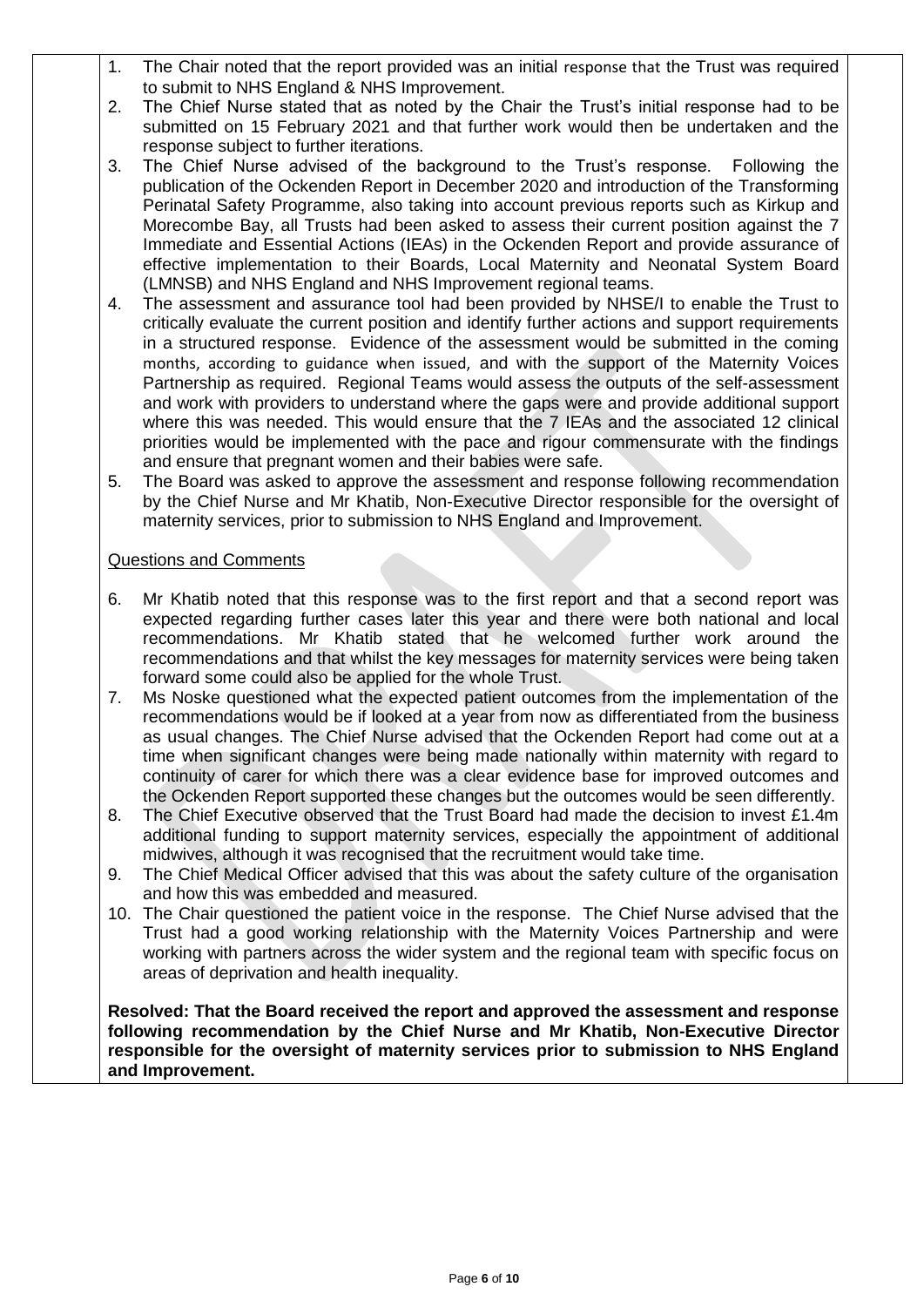1. The Chair noted that the report provided was an initial response that the Trust was required to submit to NHS England & NHS Improvement.
2. The Chief Nurse stated that as noted by the Chair the Trust's initial response had to be submitted on 15 February 2021 and that further work would then be undertaken and the response subject to further iterations.
3. The Chief Nurse advised of the background to the Trust's response. Following the publication of the Ockenden Report in December 2020 and introduction of the Transforming Perinatal Safety Programme, also taking into account previous reports such as Kirkup and Morecombe Bay, all Trusts had been asked to assess their current position against the 7 Immediate and Essential Actions (IEAs) in the Ockenden Report and provide assurance of effective implementation to their Boards, Local Maternity and Neonatal System Board (LMNSB) and NHS England and NHS Improvement regional teams.
4. The assessment and assurance tool had been provided by NHSE/I to enable the Trust to critically evaluate the current position and identify further actions and support requirements in a structured response. Evidence of the assessment would be submitted in the coming months, according to guidance when issued, and with the support of the Maternity Voices Partnership as required. Regional Teams would assess the outputs of the self-assessment and work with providers to understand where the gaps were and provide additional support where this was needed. This would ensure that the 7 IEAs and the associated 12 clinical priorities would be implemented with the pace and rigour commensurate with the findings and ensure that pregnant women and their babies were safe.
5. The Board was asked to approve the assessment and response following recommendation by the Chief Nurse and Mr Khatib, Non-Executive Director responsible for the oversight of maternity services, prior to submission to NHS England and Improvement.

Questions and Comments

6. Mr Khatib noted that this response was to the first report and that a second report was expected regarding further cases later this year and there were both national and local recommendations. Mr Khatib stated that he welcomed further work around the recommendations and that whilst the key messages for maternity services were being taken forward some could also be applied for the whole Trust.
7. Ms Noske questioned what the expected patient outcomes from the implementation of the recommendations would be if looked at a year from now as differentiated from the business as usual changes. The Chief Nurse advised that the Ockenden Report had come out at a time when significant changes were being made nationally within maternity with regard to continuity of carer for which there was a clear evidence base for improved outcomes and the Ockenden Report supported these changes but the outcomes would be seen differently.
8. The Chief Executive observed that the Trust Board had made the decision to invest £1.4m additional funding to support maternity services, especially the appointment of additional midwives, although it was recognised that the recruitment would take time.
9. The Chief Medical Officer advised that this was about the safety culture of the organisation and how this was embedded and measured.
10. The Chair questioned the patient voice in the response. The Chief Nurse advised that the Trust had a good working relationship with the Maternity Voices Partnership and were working with partners across the wider system and the regional team with specific focus on areas of deprivation and health inequality.

**Resolved: That the Board received the report and approved the assessment and response following recommendation by the Chief Nurse and Mr Khatib, Non-Executive Director responsible for the oversight of maternity services prior to submission to NHS England and Improvement.**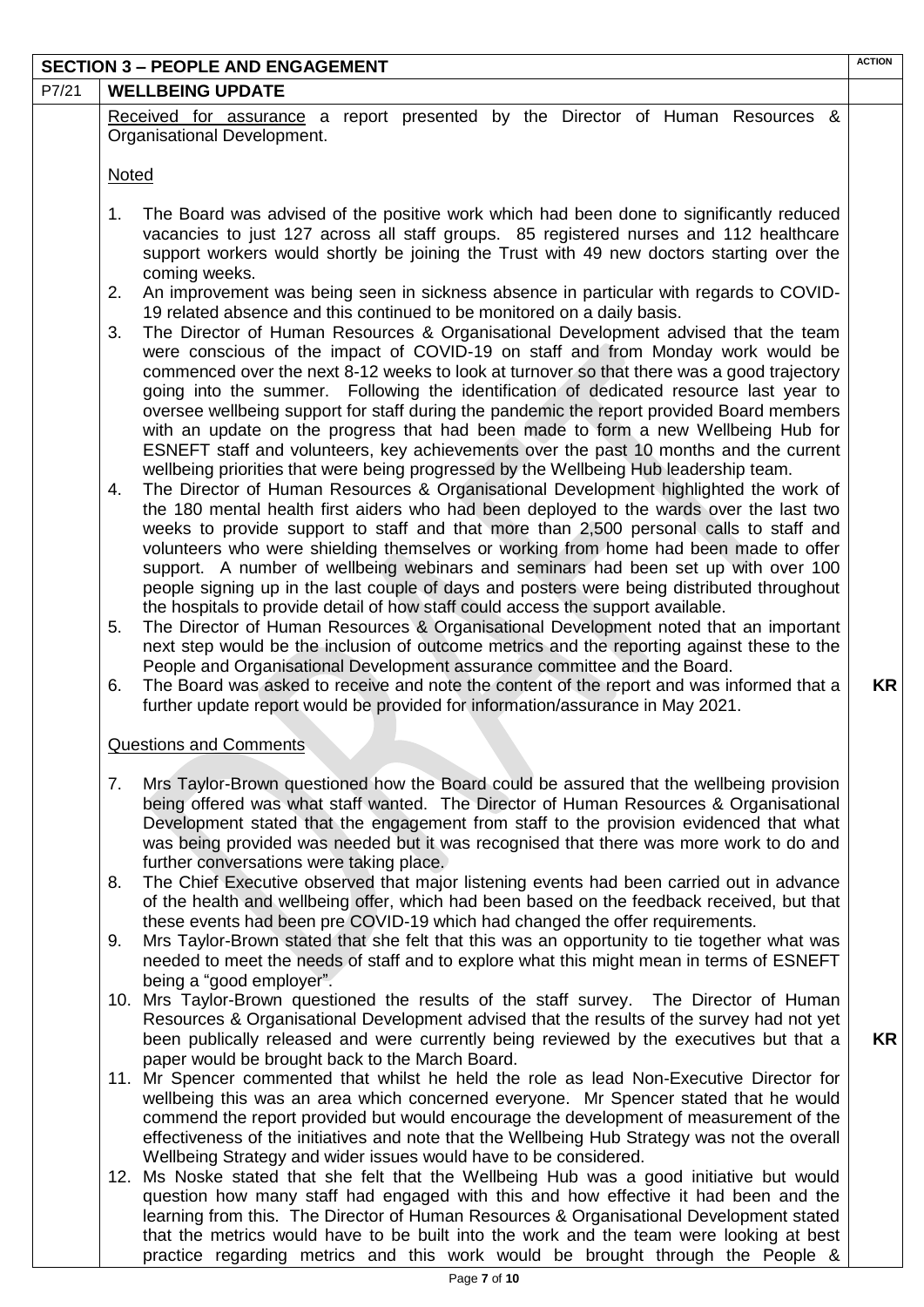| | SECTION 3 – PEOPLE AND ENGAGEMENT | ACTION |
|---|---|---|
| P7/21 | **WELLBEING UPDATE** | |
| | Received for assurance a report presented by the Director of Human Resources & Organisational Development. | |
| | Noted | |
| | 1. The Board was advised of the positive work which had been done to significantly reduced vacancies to just 127 across all staff groups. 85 registered nurses and 112 healthcare support workers would shortly be joining the Trust with 49 new doctors starting over the coming weeks. | |
| | 2. An improvement was being seen in sickness absence in particular with regards to COVID-19 related absence and this continued to be monitored on a daily basis. | |
| | 3. The Director of Human Resources & Organisational Development advised that the team were conscious of the impact of COVID-19 on staff and from Monday work would be commenced over the next 8-12 weeks to look at turnover so that there was a good trajectory going into the summer. Following the identification of dedicated resource last year to oversee wellbeing support for staff during the pandemic the report provided Board members with an update on the progress that had been made to form a new Wellbeing Hub for ESNEFT staff and volunteers, key achievements over the past 10 months and the current wellbeing priorities that were being progressed by the Wellbeing Hub leadership team. | |
| | 4. The Director of Human Resources & Organisational Development highlighted the work of the 180 mental health first aiders who had been deployed to the wards over the last two weeks to provide support to staff and that more than 2,500 personal calls to staff and volunteers who were shielding themselves or working from home had been made to offer support. A number of wellbeing webinars and seminars had been set up with over 100 people signing up in the last couple of days and posters were being distributed throughout the hospitals to provide detail of how staff could access the support available. | |
| | 5. The Director of Human Resources & Organisational Development noted that an important next step would be the inclusion of outcome metrics and the reporting against these to the People and Organisational Development assurance committee and the Board. | |
| | 6. The Board was asked to receive and note the content of the report and was informed that a further update report would be provided for information/assurance in May 2021. | **KR** |
| | Questions and Comments | |
| | 7. Mrs Taylor-Brown questioned how the Board could be assured that the wellbeing provision being offered was what staff wanted. The Director of Human Resources & Organisational Development stated that the engagement from staff to the provision evidenced that what was being provided was needed but it was recognised that there was more work to do and further conversations were taking place. | |
| | 8. The Chief Executive observed that major listening events had been carried out in advance of the health and wellbeing offer, which had been based on the feedback received, but that these events had been pre COVID-19 which had changed the offer requirements. | |
| | 9. Mrs Taylor-Brown stated that she felt that this was an opportunity to tie together what was needed to meet the needs of staff and to explore what this might mean in terms of ESNEFT being a "good employer". | |
| | 10. Mrs Taylor-Brown questioned the results of the staff survey. The Director of Human Resources & Organisational Development advised that the results of the survey had not yet been publically released and were currently being reviewed by the executives but that a paper would be brought back to the March Board. | **KR** |
| | 11. Mr Spencer commented that whilst he held the role as lead Non-Executive Director for wellbeing this was an area which concerned everyone. Mr Spencer stated that he would commend the report provided but would encourage the development of measurement of the effectiveness of the initiatives and note that the Wellbeing Hub Strategy was not the overall Wellbeing Strategy and wider issues would have to be considered. | |
| | 12. Ms Noske stated that she felt that the Wellbeing Hub was a good initiative but would question how many staff had engaged with this and how effective it had been and the learning from this. The Director of Human Resources & Organisational Development stated that the metrics would have to be built into the work and the team were looking at best practice regarding metrics and this work would be brought through the People & | |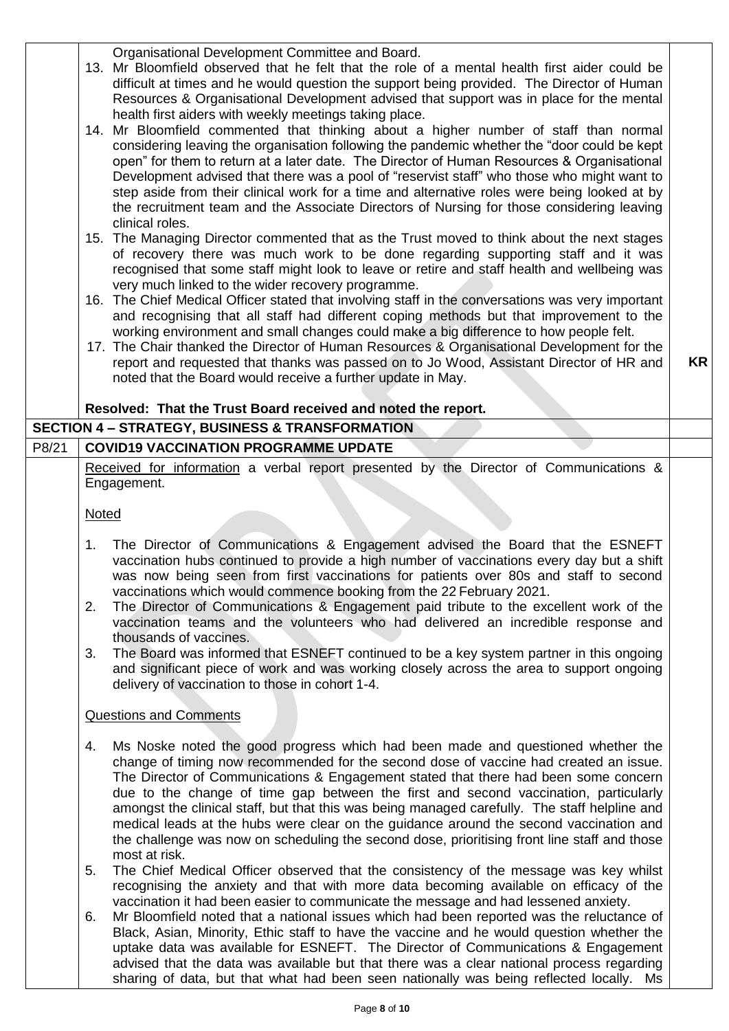| | | |
|---|---|---|
| | Organisational Development Committee and Board.<br>13. Mr Bloomfield observed that he felt that the role of a mental health first aider could be difficult at times and he would question the support being provided. The Director of Human Resources & Organisational Development advised that support was in place for the mental health first aiders with weekly meetings taking place.<br>14. Mr Bloomfield commented that thinking about a higher number of staff than normal considering leaving the organisation following the pandemic whether the "door could be kept open" for them to return at a later date. The Director of Human Resources & Organisational Development advised that there was a pool of "reservist staff" who those who might want to step aside from their clinical work for a time and alternative roles were being looked at by the recruitment team and the Associate Directors of Nursing for those considering leaving clinical roles.<br>15. The Managing Director commented that as the Trust moved to think about the next stages of recovery there was much work to be done regarding supporting staff and it was recognised that some staff might look to leave or retire and staff health and wellbeing was very much linked to the wider recovery programme.<br>16. The Chief Medical Officer stated that involving staff in the conversations was very important and recognising that all staff had different coping methods but that improvement to the working environment and small changes could make a big difference to how people felt.<br>17. The Chair thanked the Director of Human Resources & Organisational Development for the report and requested that thanks was passed on to Jo Wood, Assistant Director of HR and noted that the Board would receive a further update in May.<br><br>**Resolved: That the Trust Board received and noted the report.** | **KR** |
| **SECTION 4 – STRATEGY, BUSINESS & TRANSFORMATION** | | |
| P8/21 | **COVID19 VACCINATION PROGRAMME UPDATE** | |
| | Received for information a verbal report presented by the Director of Communications & Engagement.<br><br>Noted<br><br>1. The Director of Communications & Engagement advised the Board that the ESNEFT vaccination hubs continued to provide a high number of vaccinations every day but a shift was now being seen from first vaccinations for patients over 80s and staff to second vaccinations which would commence booking from the 22 February 2021.<br>2. The Director of Communications & Engagement paid tribute to the excellent work of the vaccination teams and the volunteers who had delivered an incredible response and thousands of vaccines.<br>3. The Board was informed that ESNEFT continued to be a key system partner in this ongoing and significant piece of work and was working closely across the area to support ongoing delivery of vaccination to those in cohort 1-4.<br><br>Questions and Comments<br><br>4. Ms Noske noted the good progress which had been made and questioned whether the change of timing now recommended for the second dose of vaccine had created an issue. The Director of Communications & Engagement stated that there had been some concern due to the change of time gap between the first and second vaccination, particularly amongst the clinical staff, but that this was being managed carefully. The staff helpline and medical leads at the hubs were clear on the guidance around the second vaccination and the challenge was now on scheduling the second dose, prioritising front line staff and those most at risk.<br>5. The Chief Medical Officer observed that the consistency of the message was key whilst recognising the anxiety and that with more data becoming available on efficacy of the vaccination it had been easier to communicate the message and had lessened anxiety.<br>6. Mr Bloomfield noted that a national issues which had been reported was the reluctance of Black, Asian, Minority, Ethic staff to have the vaccine and he would question whether the uptake data was available for ESNEFT. The Director of Communications & Engagement advised that the data was available but that there was a clear national process regarding sharing of data, but that what had been seen nationally was being reflected locally. Ms | |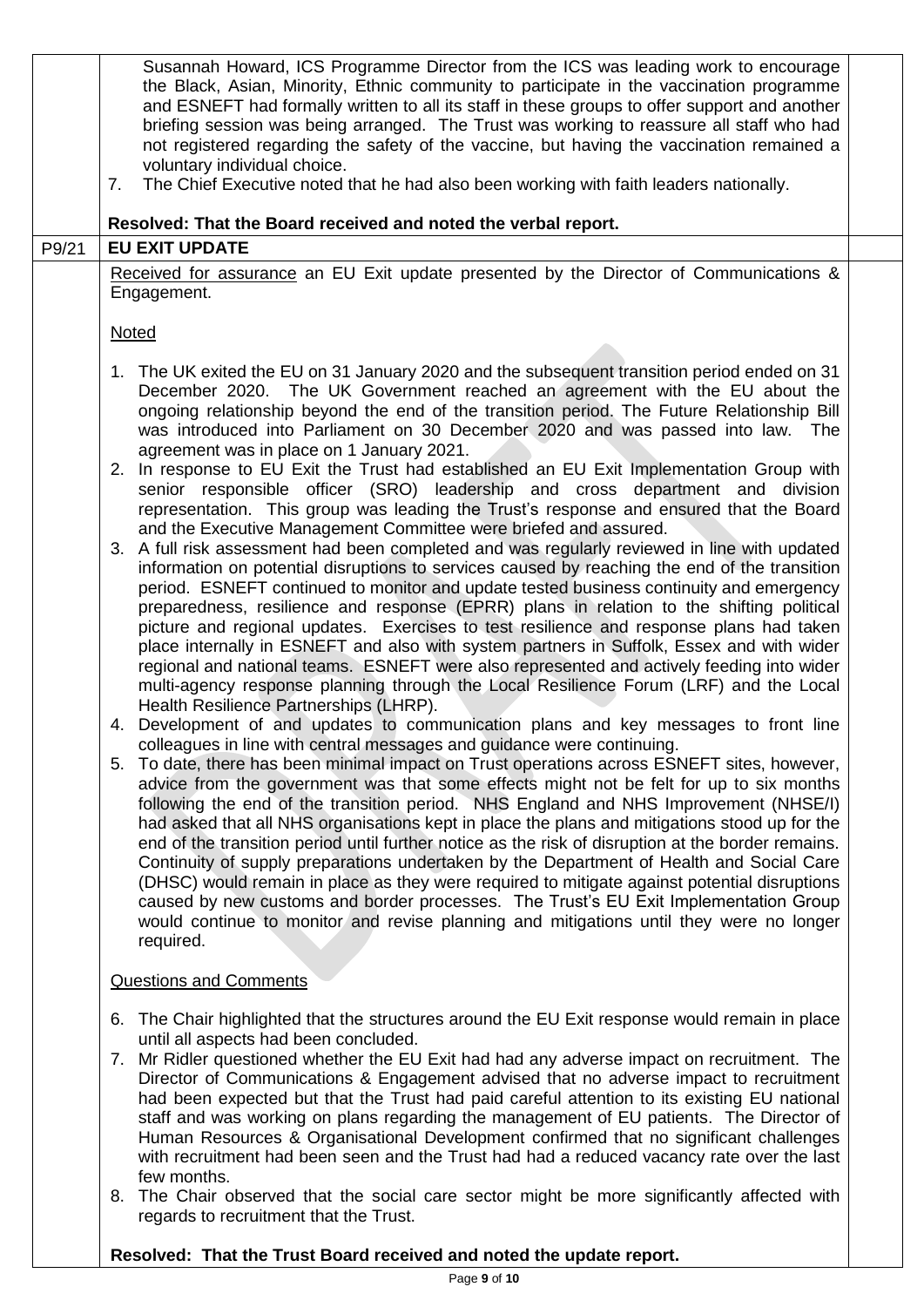| | | |
|---|---|---|
| | Susannah Howard, ICS Programme Director from the ICS was leading work to encourage the Black, Asian, Minority, Ethnic community to participate in the vaccination programme and ESNEFT had formally written to all its staff in these groups to offer support and another briefing session was being arranged. The Trust was working to reassure all staff who had not registered regarding the safety of the vaccine, but having the vaccination remained a voluntary individual choice.<br>7. The Chief Executive noted that he had also been working with faith leaders nationally.<br><br>**Resolved: That the Board received and noted the verbal report.** | |
| P9/21 | **EU EXIT UPDATE** | |
| | Received for assurance an EU Exit update presented by the Director of Communications & Engagement.<br><br>Noted<br><br>1. The UK exited the EU on 31 January 2020 and the subsequent transition period ended on 31 December 2020. The UK Government reached an agreement with the EU about the ongoing relationship beyond the end of the transition period. The Future Relationship Bill was introduced into Parliament on 30 December 2020 and was passed into law. The agreement was in place on 1 January 2021.<br>2. In response to EU Exit the Trust had established an EU Exit Implementation Group with senior responsible officer (SRO) leadership and cross department and division representation. This group was leading the Trust's response and ensured that the Board and the Executive Management Committee were briefed and assured.<br>3. A full risk assessment had been completed and was regularly reviewed in line with updated information on potential disruptions to services caused by reaching the end of the transition period. ESNEFT continued to monitor and update tested business continuity and emergency preparedness, resilience and response (EPRR) plans in relation to the shifting political picture and regional updates. Exercises to test resilience and response plans had taken place internally in ESNEFT and also with system partners in Suffolk, Essex and with wider regional and national teams. ESNEFT were also represented and actively feeding into wider multi-agency response planning through the Local Resilience Forum (LRF) and the Local Health Resilience Partnerships (LHRP).<br>4. Development of and updates to communication plans and key messages to front line colleagues in line with central messages and guidance were continuing.<br>5. To date, there has been minimal impact on Trust operations across ESNEFT sites, however, advice from the government was that some effects might not be felt for up to six months following the end of the transition period. NHS England and NHS Improvement (NHSE/I) had asked that all NHS organisations kept in place the plans and mitigations stood up for the end of the transition period until further notice as the risk of disruption at the border remains. Continuity of supply preparations undertaken by the Department of Health and Social Care (DHSC) would remain in place as they were required to mitigate against potential disruptions caused by new customs and border processes. The Trust's EU Exit Implementation Group would continue to monitor and revise planning and mitigations until they were no longer required.<br><br>Questions and Comments<br><br>6. The Chair highlighted that the structures around the EU Exit response would remain in place until all aspects had been concluded.<br>7. Mr Ridler questioned whether the EU Exit had had any adverse impact on recruitment. The Director of Communications & Engagement advised that no adverse impact to recruitment had been expected but that the Trust had paid careful attention to its existing EU national staff and was working on plans regarding the management of EU patients. The Director of Human Resources & Organisational Development confirmed that no significant challenges with recruitment had been seen and the Trust had had a reduced vacancy rate over the last few months.<br>8. The Chair observed that the social care sector might be more significantly affected with regards to recruitment that the Trust.<br><br>**Resolved: That the Trust Board received and noted the update report.** | |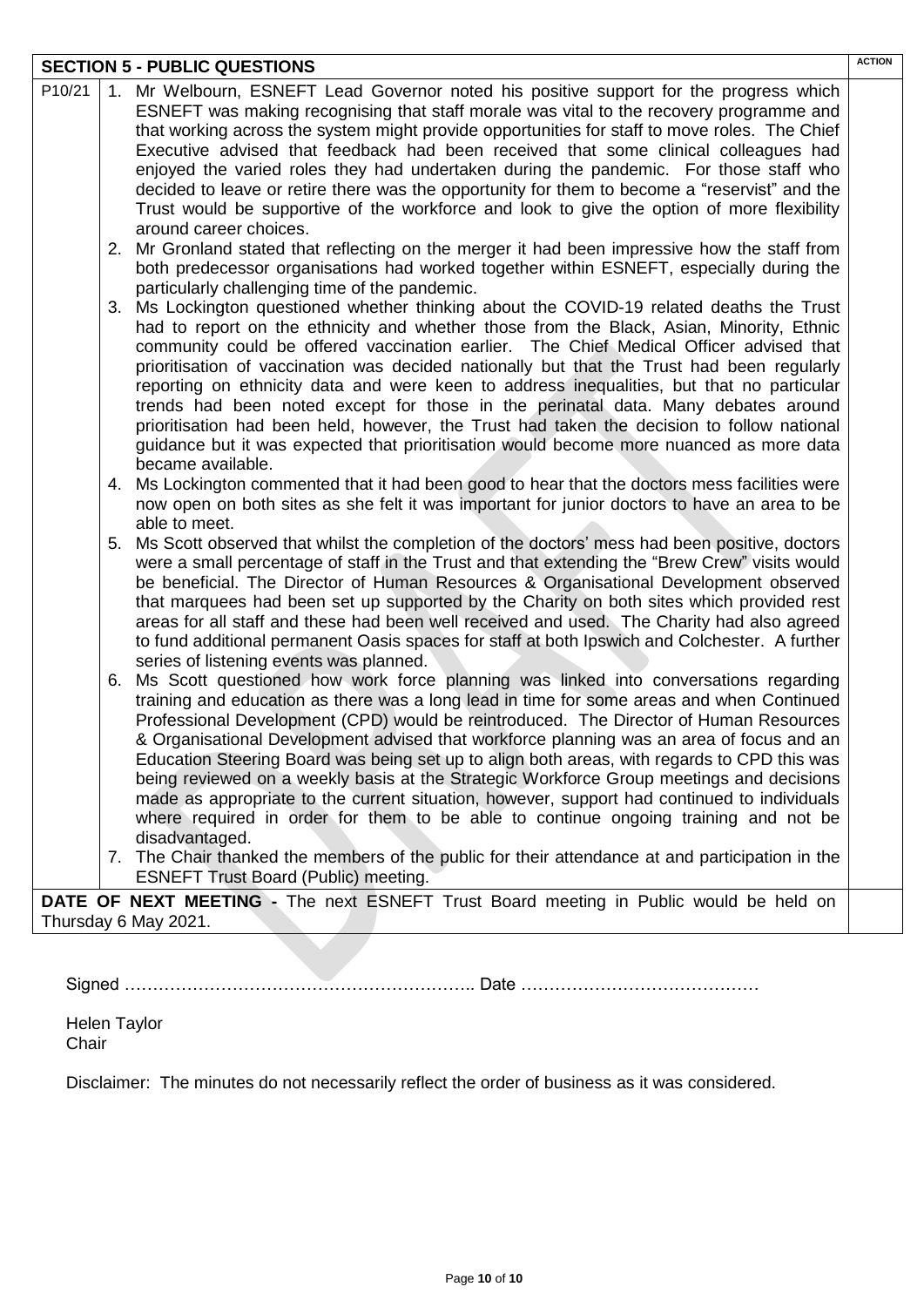| SECTION 5 - PUBLIC QUESTIONS | | ACTION |
|---|---|---|
| P10/21 | 1. Mr Welbourn, ESNEFT Lead Governor noted his positive support for the progress which ESNEFT was making recognising that staff morale was vital to the recovery programme and that working across the system might provide opportunities for staff to move roles. The Chief Executive advised that feedback had been received that some clinical colleagues had enjoyed the varied roles they had undertaken during the pandemic. For those staff who decided to leave or retire there was the opportunity for them to become a "reservist" and the Trust would be supportive of the workforce and look to give the option of more flexibility around career choices.<br>2. Mr Gronland stated that reflecting on the merger it had been impressive how the staff from both predecessor organisations had worked together within ESNEFT, especially during the particularly challenging time of the pandemic.<br>3. Ms Lockington questioned whether thinking about the COVID-19 related deaths the Trust had to report on the ethnicity and whether those from the Black, Asian, Minority, Ethnic community could be offered vaccination earlier. The Chief Medical Officer advised that prioritisation of vaccination was decided nationally but that the Trust had been regularly reporting on ethnicity data and were keen to address inequalities, but that no particular trends had been noted except for those in the perinatal data. Many debates around prioritisation had been held, however, the Trust had taken the decision to follow national guidance but it was expected that prioritisation would become more nuanced as more data became available.<br>4. Ms Lockington commented that it had been good to hear that the doctors mess facilities were now open on both sites as she felt it was important for junior doctors to have an area to be able to meet.<br>5. Ms Scott observed that whilst the completion of the doctors' mess had been positive, doctors were a small percentage of staff in the Trust and that extending the "Brew Crew" visits would be beneficial. The Director of Human Resources & Organisational Development observed that marquees had been set up supported by the Charity on both sites which provided rest areas for all staff and these had been well received and used. The Charity had also agreed to fund additional permanent Oasis spaces for staff at both Ipswich and Colchester. A further series of listening events was planned.<br>6. Ms Scott questioned how work force planning was linked into conversations regarding training and education as there was a long lead in time for some areas and when Continued Professional Development (CPD) would be reintroduced. The Director of Human Resources & Organisational Development advised that workforce planning was an area of focus and an Education Steering Board was being set up to align both areas, with regards to CPD this was being reviewed on a weekly basis at the Strategic Workforce Group meetings and decisions made as appropriate to the current situation, however, support had continued to individuals where required in order for them to be able to continue ongoing training and not be disadvantaged.<br>7. The Chair thanked the members of the public for their attendance at and participation in the ESNEFT Trust Board (Public) meeting. | |
| **DATE OF NEXT MEETING -** The next ESNEFT Trust Board meeting in Public would be held on Thursday 6 May 2021. | | |

Signed …………………………………………………….. Date ……………………………………

Helen Taylor
Chair

Disclaimer: The minutes do not necessarily reflect the order of business as it was considered.